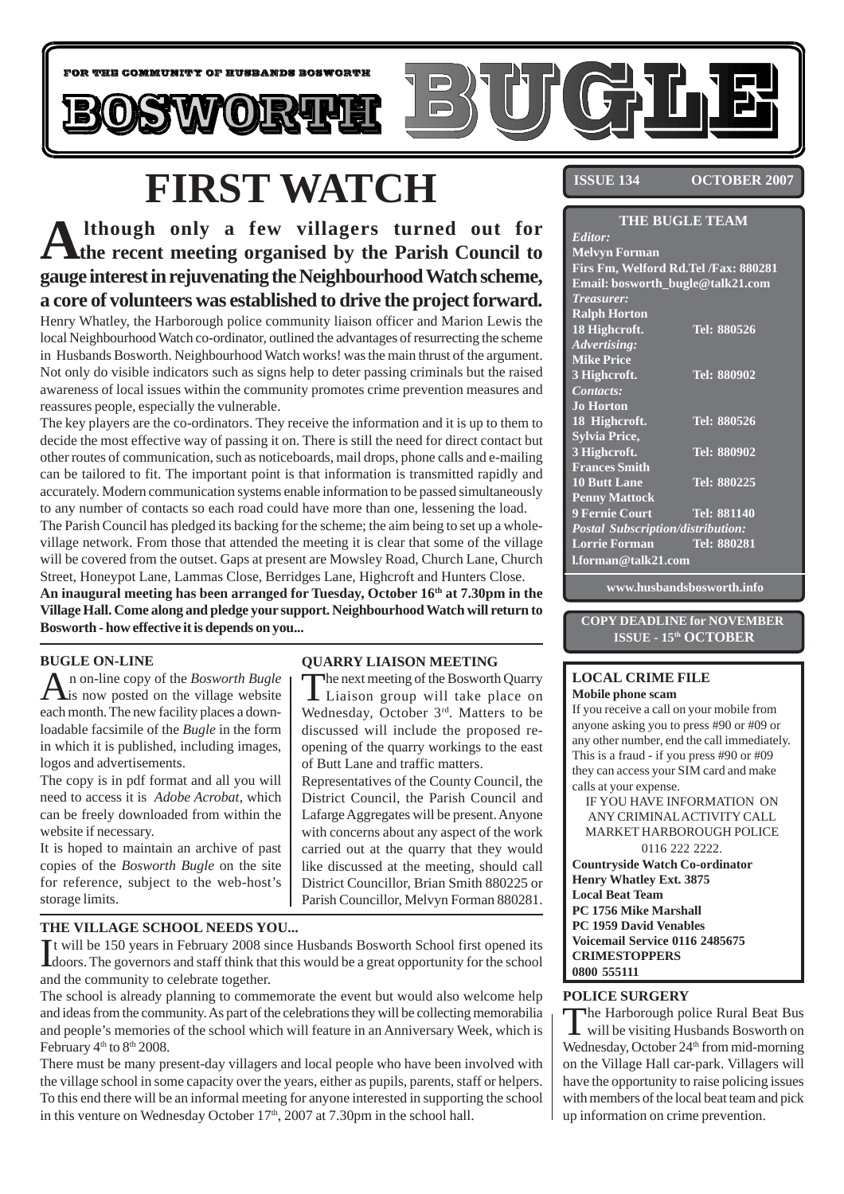FOR THE COMMUNITY OF HUSBANDS BOSWORTH

# BOSWORTH BUGLE

**ISSUE 134 OCTOBER 2007**

# FIRST WATCH

**Although only a few villagers turned out for the recent meeting organised by the Parish Council to gauge interest in rejuvenating the Neighbourhood Watch scheme, a core of volunteers was established to drive the project forward.**

Henry Whatley, the Harborough police community liaison officer and Marion Lewis the local Neighbourhood Watch co-ordinator, outlined the advantages of resurrecting the scheme in Husbands Bosworth. Neighbourhood Watch works! was the main thrust of the argument. Not only do visible indicators such as signs help to deter passing criminals but the raised awareness of local issues within the community promotes crime prevention measures and reassures people, especially the vulnerable.

The key players are the co-ordinators. They receive the information and it is up to them to decide the most effective way of passing it on. There is still the need for direct contact but other routes of communication, such as noticeboards, mail drops, phone calls and e-mailing can be tailored to fit. The important point is that information is transmitted rapidly and accurately. Modern communication systems enable information to be passed simultaneously to any number of contacts so each road could have more than one, lessening the load.

The Parish Council has pledged its backing for the scheme; the aim being to set up a whole-village network. From those that attended the meeting it is clear that some of the village will be covered from the outset. Gaps at present are Mowsley Road, Church Lane, Church Street, Honeypot Lane, Lammas Close, Berridges Lane, Highcroft and Hunters Close.

**An inaugural meeting has been arranged for Tuesday, October 16th at 7.30pm in the Village Hall. Come along and pledge your support. Neighbourhood Watch will return to Bosworth - how effective it is depends on you...**

## BUGLE ON-LINE

An on-line copy of the *Bosworth Bugle* is now posted on the village website each month. The new facility places a downloadable facsimile of the *Bugle* in the form in which it is published, including images, logos and advertisements.

The copy is in pdf format and all you will need to access it is *Adobe Acrobat*, which can be freely downloaded from within the website if necessary.

It is hoped to maintain an archive of past copies of the *Bosworth Bugle* on the site for reference, subject to the web-host's storage limits.

## QUARRY LIAISON MEETING

The next meeting of the Bosworth Quarry Liaison group will take place on Wednesday, October 3rd. Matters to be discussed will include the proposed re-opening of the quarry workings to the east of Butt Lane and traffic matters.

Representatives of the County Council, the District Council, the Parish Council and Lafarge Aggregates will be present. Anyone with concerns about any aspect of the work carried out at the quarry that they would like discussed at the meeting, should call District Councillor, Brian Smith 880225 or Parish Councillor, Melvyn Forman 880281.

## THE VILLAGE SCHOOL NEEDS YOU...

It will be 150 years in February 2008 since Husbands Bosworth School first opened its doors. The governors and staff think that this would be a great opportunity for the school and the community to celebrate together.

The school is already planning to commemorate the event but would also welcome help and ideas from the community. As part of the celebrations they will be collecting memorabilia and people's memories of the school which will feature in an Anniversary Week, which is February 4th to 8th 2008.

There must be many present-day villagers and local people who have been involved with the village school in some capacity over the years, either as pupils, parents, staff or helpers. To this end there will be an informal meeting for anyone interested in supporting the school in this venture on Wednesday October 17th, 2007 at 7.30pm in the school hall.

## THE BUGLE TEAM

*Editor:*
**Melvyn Forman**
**Firs Fm, Welford Rd. Tel /Fax: 880281**
**Email: bosworth_bugle@talk21.com**

*Treasurer:*
**Ralph Horton**
**18 Highcroft. Tel: 880526**

*Advertising:*
**Mike Price**
**3 Highcroft. Tel: 880902**

*Contacts:*
**Jo Horton**
**18 Highcroft. Tel: 880526**
**Sylvia Price,**
**3 Highcroft. Tel: 880902**
**Frances Smith**
**10 Butt Lane Tel: 880225**
**Penny Mattock**
**9 Fernie Court Tel: 881140**

*Postal Subscription/distribution:*
**Lorrie Forman Tel: 880281**
**l.forman@talk21.com**

**www.husbandsbosworth.info**

**COPY DEADLINE for NOVEMBER ISSUE - 15th OCTOBER**

## LOCAL CRIME FILE

**Mobile phone scam**

If you receive a call on your mobile from anyone asking you to press #90 or #09 or any other number, end the call immediately. This is a fraud - if you press #90 or #09 they can access your SIM card and make calls at your expense.

IF YOU HAVE INFORMATION ON ANY CRIMINAL ACTIVITY CALL MARKET HARBOROUGH POLICE 0116 222 2222.

**Countryside Watch Co-ordinator**
**Henry Whatley Ext. 3875**
**Local Beat Team**
**PC 1756 Mike Marshall**
**PC 1959 David Venables**
**Voicemail Service 0116 2485675**
**CRIMESTOPPERS**
**0800 555111**

## POLICE SURGERY

The Harborough police Rural Beat Bus will be visiting Husbands Bosworth on Wednesday, October 24th from mid-morning on the Village Hall car-park. Villagers will have the opportunity to raise policing issues with members of the local beat team and pick up information on crime prevention.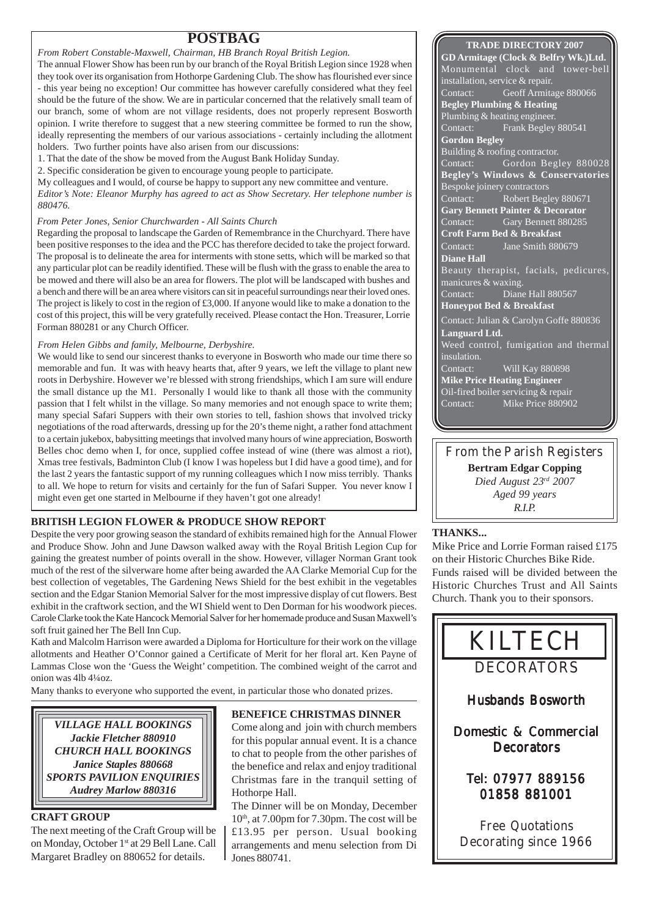## POSTBAG

*From Robert Constable-Maxwell, Chairman, HB Branch Royal British Legion.*

The annual Flower Show has been run by our branch of the Royal British Legion since 1928 when they took over its organisation from Hothorpe Gardening Club. The show has flourished ever since - this year being no exception! Our committee has however carefully considered what they feel should be the future of the show. We are in particular concerned that the relatively small team of our branch, some of whom are not village residents, does not properly represent Bosworth opinion. I write therefore to suggest that a new steering committee be formed to run the show, ideally representing the members of our various associations - certainly including the allotment holders. Two further points have also arisen from our discussions:

1. That the date of the show be moved from the August Bank Holiday Sunday.
2. Specific consideration be given to encourage young people to participate.

My colleagues and I would, of course be happy to support any new committee and venture.

*Editor's Note: Eleanor Murphy has agreed to act as Show Secretary. Her telephone number is 880476.*

*From Peter Jones, Senior Churchwarden - All Saints Church*

Regarding the proposal to landscape the Garden of Remembrance in the Churchyard. There have been positive responses to the idea and the PCC has therefore decided to take the project forward. The proposal is to delineate the area for interments with stone setts, which will be marked so that any particular plot can be readily identified. These will be flush with the grass to enable the area to be mowed and there will also be an area for flowers. The plot will be landscaped with bushes and a bench and there will be an area where visitors can sit in peaceful surroundings near their loved ones. The project is likely to cost in the region of £3,000. If anyone would like to make a donation to the cost of this project, this will be very gratefully received. Please contact the Hon. Treasurer, Lorrie Forman 880281 or any Church Officer.

*From Helen Gibbs and family, Melbourne, Derbyshire.*

We would like to send our sincerest thanks to everyone in Bosworth who made our time there so memorable and fun. It was with heavy hearts that, after 9 years, we left the village to plant new roots in Derbyshire. However we're blessed with strong friendships, which I am sure will endure the small distance up the M1. Personally I would like to thank all those with the community passion that I felt whilst in the village. So many memories and not enough space to write them; many special Safari Suppers with their own stories to tell, fashion shows that involved tricky negotiations of the road afterwards, dressing up for the 20's theme night, a rather fond attachment to a certain jukebox, babysitting meetings that involved many hours of wine appreciation, Bosworth Belles choc demo when I, for once, supplied coffee instead of wine (there was almost a riot), Xmas tree festivals, Badminton Club (I know I was hopeless but I did have a good time), and for the last 2 years the fantastic support of my running colleagues which I now miss terribly. Thanks to all. We hope to return for visits and certainly for the fun of Safari Supper. You never know I might even get one started in Melbourne if they haven't got one already!

### BRITISH LEGION FLOWER & PRODUCE SHOW REPORT

Despite the very poor growing season the standard of exhibits remained high for the Annual Flower and Produce Show. John and June Dawson walked away with the Royal British Legion Cup for gaining the greatest number of points overall in the show. However, villager Norman Grant took much of the rest of the silverware home after being awarded the AA Clarke Memorial Cup for the best collection of vegetables, The Gardening News Shield for the best exhibit in the vegetables section and the Edgar Stanion Memorial Salver for the most impressive display of cut flowers. Best exhibit in the craftwork section, and the WI Shield went to Den Dorman for his woodwork pieces. Carole Clarke took the Kate Hancock Memorial Salver for her homemade produce and Susan Maxwell's soft fruit gained her The Bell Inn Cup.

Kath and Malcolm Harrison were awarded a Diploma for Horticulture for their work on the village allotments and Heather O'Connor gained a Certificate of Merit for her floral art. Ken Payne of Lammas Close won the 'Guess the Weight' competition. The combined weight of the carrot and onion was 4lb 4¼oz.

Many thanks to everyone who supported the event, in particular those who donated prizes.

***VILLAGE HALL BOOKINGS***
***Jackie Fletcher 880910***
***CHURCH HALL BOOKINGS***
***Janice Staples 880668***
***SPORTS PAVILION ENQUIRIES***
***Audrey Marlow 880316***

### CRAFT GROUP

The next meeting of the Craft Group will be on Monday, October 1st at 29 Bell Lane. Call Margaret Bradley on 880652 for details.

### BENEFICE CHRISTMAS DINNER

Come along and join with church members for this popular annual event. It is a chance to chat to people from the other parishes of the benefice and relax and enjoy traditional Christmas fare in the tranquil setting of Hothorpe Hall.

The Dinner will be on Monday, December 10th, at 7.00pm for 7.30pm. The cost will be £13.95 per person. Usual booking arrangements and menu selection from Di Jones 880741.

### TRADE DIRECTORY 2007

**GD Armitage (Clock & Belfry Wk.)Ltd.**
Monumental clock and tower-bell installation, service & repair.
Contact: Geoff Armitage 880066

**Begley Plumbing & Heating**
Plumbing & heating engineer.
Contact: Frank Begley 880541

**Gordon Begley**
Building & roofing contractor.
Contact: Gordon Begley 880028

**Begley's Windows & Conservatories**
Bespoke joinery contractors
Contact: Robert Begley 880671

**Gary Bennett Painter & Decorator**
Contact: Gary Bennett 880285

**Croft Farm Bed & Breakfast**
Contact: Jane Smith 880679

**Diane Hall**
Beauty therapist, facials, pedicures, manicures & waxing.
Contact: Diane Hall 880567

**Honeypot Bed & Breakfast**
Contact: Julian & Carolyn Goffe 880836

**Languard Ltd.**
Weed control, fumigation and thermal insulation.
Contact: Will Kay 880898

**Mike Price Heating Engineer**
Oil-fired boiler servicing & repair
Contact: Mike Price 880902

### From the Parish Registers

**Bertram Edgar Copping**
*Died August 23rd 2007*
*Aged 99 years*
*R.I.P.*

### THANKS...

Mike Price and Lorrie Forman raised £175 on their Historic Churches Bike Ride. Funds raised will be divided between the Historic Churches Trust and All Saints Church. Thank you to their sponsors.

## KILTECH

DECORATORS

Husbands Bosworth

Domestic & Commercial Decorators

Tel: 07977 889156
01858 881001

Free Quotations
Decorating since 1966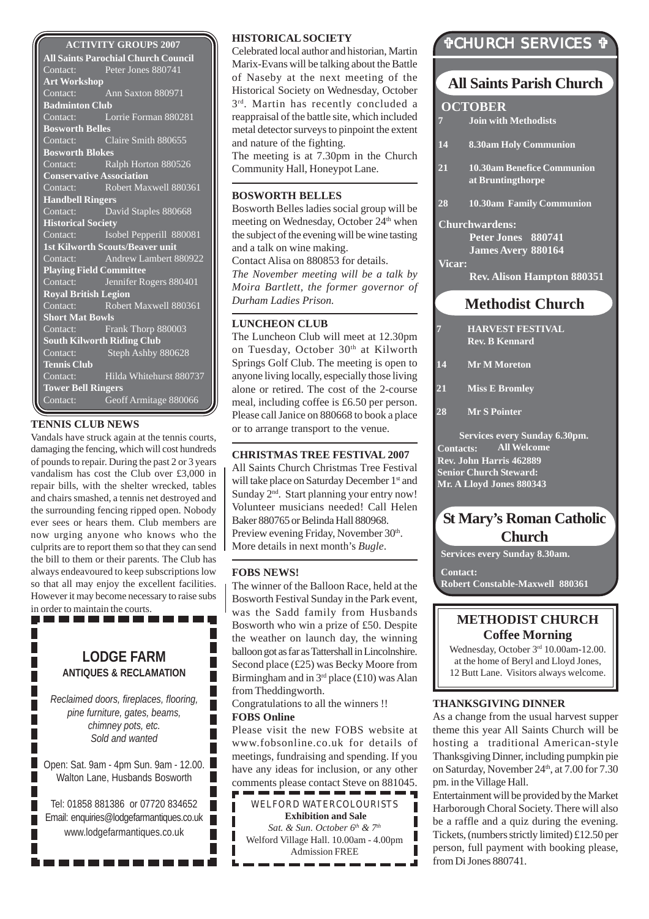## ACTIVITY GROUPS 2007

**All Saints Parochial Church Council**
Contact: Peter Jones 880741

**Art Workshop**
Contact: Ann Saxton 880971

**Badminton Club**
Contact: Lorrie Forman 880281

**Bosworth Belles**
Contact: Claire Smith 880655

**Bosworth Blokes**
Contact: Ralph Horton 880526

**Conservative Association**
Contact: Robert Maxwell 880361

**Handbell Ringers**
Contact: David Staples 880668

**Historical Society**
Contact: Isobel Pepperill 880081

**1st Kilworth Scouts/Beaver unit**
Contact: Andrew Lambert 880922

**Playing Field Committee**
Contact: Jennifer Rogers 880401

**Royal British Legion**
Contact: Robert Maxwell 880361

**Short Mat Bowls**
Contact: Frank Thorp 880003

**South Kilworth Riding Club**
Contact: Steph Ashby 880628

**Tennis Club**
Contact: Hilda Whitehurst 880737

**Tower Bell Ringers**
Contact: Geoff Armitage 880066

### TENNIS CLUB NEWS

Vandals have struck again at the tennis courts, damaging the fencing, which will cost hundreds of pounds to repair. During the past 2 or 3 years vandalism has cost the Club over £3,000 in repair bills, with the shelter wrecked, tables and chairs smashed, a tennis net destroyed and the surrounding fencing ripped open. Nobody ever sees or hears them. Club members are now urging anyone who knows who the culprits are to report them so that they can send the bill to them or their parents. The Club has always endeavoured to keep subscriptions low so that all may enjoy the excellent facilities. However it may become necessary to raise subs in order to maintain the courts.

**LODGE FARM**
**ANTIQUES & RECLAMATION**

*Reclaimed doors, fireplaces, flooring, pine furniture, gates, beams, chimney pots, etc.*
*Sold and wanted*

Open: Sat. 9am - 4pm Sun. 9am - 12.00.
Walton Lane, Husbands Bosworth

Tel: 01858 881386 or 07720 834652
Email: enquiries@lodgefarmantiques.co.uk
www.lodgefarmantiques.co.uk

### HISTORICAL SOCIETY

Celebrated local author and historian, Martin Marix-Evans will be talking about the Battle of Naseby at the next meeting of the Historical Society on Wednesday, October 3rd. Martin has recently concluded a reappraisal of the battle site, which included metal detector surveys to pinpoint the extent and nature of the fighting.

The meeting is at 7.30pm in the Church Community Hall, Honeypot Lane.

### BOSWORTH BELLES

Bosworth Belles ladies social group will be meeting on Wednesday, October 24th when the subject of the evening will be wine tasting and a talk on wine making.

Contact Alisa on 880853 for details.

*The November meeting will be a talk by Moira Bartlett, the former governor of Durham Ladies Prison.*

### LUNCHEON CLUB

The Luncheon Club will meet at 12.30pm on Tuesday, October 30th at Kilworth Springs Golf Club. The meeting is open to anyone living locally, especially those living alone or retired. The cost of the 2-course meal, including coffee is £6.50 per person. Please call Janice on 880668 to book a place or to arrange transport to the venue.

### CHRISTMAS TREE FESTIVAL 2007

All Saints Church Christmas Tree Festival will take place on Saturday December 1st and Sunday 2nd. Start planning your entry now! Volunteer musicians needed! Call Helen Baker 880765 or Belinda Hall 880968. Preview evening Friday, November 30th. More details in next month's *Bugle*.

### FOBS NEWS!

The winner of the Balloon Race, held at the Bosworth Festival Sunday in the Park event, was the Sadd family from Husbands Bosworth who win a prize of £50. Despite the weather on launch day, the winning balloon got as far as Tattershall in Lincolnshire. Second place (£25) was Becky Moore from Birmingham and in 3rd place (£10) was Alan from Theddingworth.

Congratulations to all the winners !!

**FOBS Online**

Please visit the new FOBS website at www.fobsonline.co.uk for details of meetings, fundraising and spending. If you have any ideas for inclusion, or any other comments please contact Steve on 881045.

WELFORD WATERCOLOURISTS
**Exhibition and Sale**
*Sat. & Sun. October 6th & 7th*
Welford Village Hall. 10.00am - 4.00pm
Admission FREE

## ✞CHURCH SERVICES ✞

### All Saints Parish Church

**OCTOBER**

- **7** **Join with Methodists**
- **14** **8.30am Holy Communion**
- **21** **10.30am Benefice Communion at Bruntingthorpe**
- **28** **10.30am Family Communion**

**Churchwardens:**
**Peter Jones 880741**
**James Avery 880164**

**Vicar:**
**Rev. Alison Hampton 880351**

### Methodist Church

- **7** **HARVEST FESTIVAL Rev. B Kennard**
- **14** **Mr M Moreton**
- **21** **Miss E Bromley**
- **28** **Mr S Pointer**

**Services every Sunday 6.30pm.**
**All Welcome**

**Contacts:**
**Rev. John Harris 462889**
**Senior Church Steward:**
**Mr. A Lloyd Jones 880343**

### St Mary's Roman Catholic Church

**Services every Sunday 8.30am.**

**Contact:**
**Robert Constable-Maxwell 880361**

### METHODIST CHURCH
**Coffee Morning**

Wednesday, October 3rd 10.00am-12.00.
at the home of Beryl and Lloyd Jones,
12 Butt Lane. Visitors always welcome.

### THANKSGIVING DINNER

As a change from the usual harvest supper theme this year All Saints Church will be hosting a traditional American-style Thanksgiving Dinner, including pumpkin pie on Saturday, November 24th, at 7.00 for 7.30 pm. in the Village Hall.

Entertainment will be provided by the Market Harborough Choral Society. There will also be a raffle and a quiz during the evening. Tickets, (numbers strictly limited) £12.50 per person, full payment with booking please, from Di Jones 880741.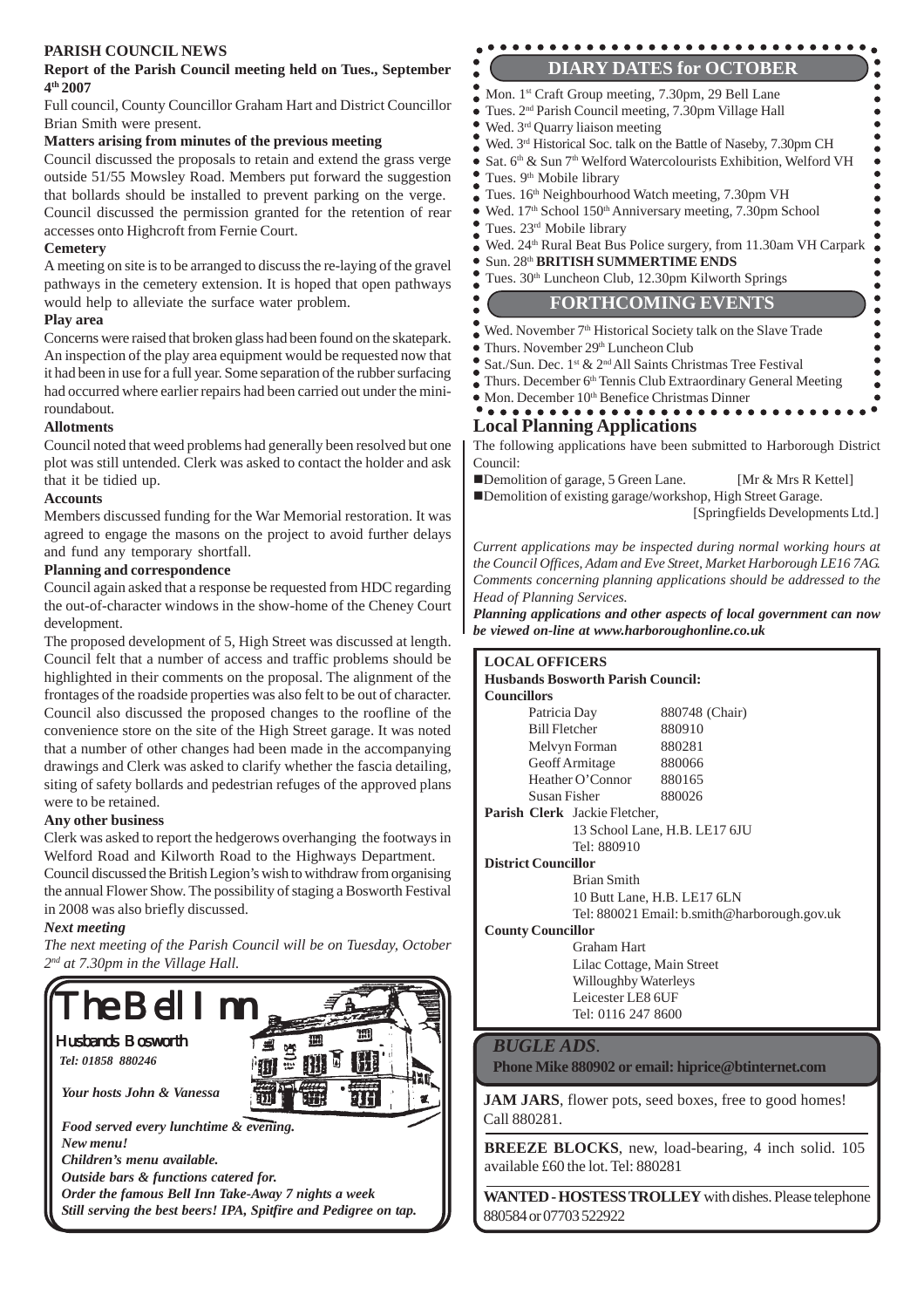## PARISH COUNCIL NEWS

**Report of the Parish Council meeting held on Tues., September 4th 2007**

Full council, County Councillor Graham Hart and District Councillor Brian Smith were present.

**Matters arising from minutes of the previous meeting**

Council discussed the proposals to retain and extend the grass verge outside 51/55 Mowsley Road. Members put forward the suggestion that bollards should be installed to prevent parking on the verge.

Council discussed the permission granted for the retention of rear accesses onto Highcroft from Fernie Court.

**Cemetery**

A meeting on site is to be arranged to discuss the re-laying of the gravel pathways in the cemetery extension. It is hoped that open pathways would help to alleviate the surface water problem.

**Play area**

Concerns were raised that broken glass had been found on the skatepark. An inspection of the play area equipment would be requested now that it had been in use for a full year. Some separation of the rubber surfacing had occurred where earlier repairs had been carried out under the mini-roundabout.

**Allotments**

Council noted that weed problems had generally been resolved but one plot was still untended. Clerk was asked to contact the holder and ask that it be tidied up.

**Accounts**

Members discussed funding for the War Memorial restoration. It was agreed to engage the masons on the project to avoid further delays and fund any temporary shortfall.

**Planning and correspondence**

Council again asked that a response be requested from HDC regarding the out-of-character windows in the show-home of the Cheney Court development.

The proposed development of 5, High Street was discussed at length. Council felt that a number of access and traffic problems should be highlighted in their comments on the proposal. The alignment of the frontages of the roadside properties was also felt to be out of character. Council also discussed the proposed changes to the roofline of the convenience store on the site of the High Street garage. It was noted that a number of other changes had been made in the accompanying drawings and Clerk was asked to clarify whether the fascia detailing, siting of safety bollards and pedestrian refuges of the approved plans were to be retained.

**Any other business**

Clerk was asked to report the hedgerows overhanging the footways in Welford Road and Kilworth Road to the Highways Department.

Council discussed the British Legion's wish to withdraw from organising the annual Flower Show. The possibility of staging a Bosworth Festival in 2008 was also briefly discussed.

***Next meeting***

*The next meeting of the Parish Council will be on Tuesday, October 2nd at 7.30pm in the Village Hall.*

# The Bell Inn

Husbands Bosworth

*Tel: 01858 880246*

*Your hosts John & Vanessa*

*Food served every lunchtime & evening.*
*New menu!*
*Children's menu available.*
*Outside bars & functions catered for.*
*Order the famous Bell Inn Take-Away 7 nights a week*
*Still serving the best beers! IPA, Spitfire and Pedigree on tap.*

## DIARY DATES for OCTOBER

- Mon. 1st Craft Group meeting, 7.30pm, 29 Bell Lane
- Tues. 2nd Parish Council meeting, 7.30pm Village Hall
- Wed. 3rd Quarry liaison meeting
- Wed. 3rd Historical Soc. talk on the Battle of Naseby, 7.30pm CH
- Sat. 6th & Sun 7th Welford Watercolourists Exhibition, Welford VH
- Tues. 9th Mobile library
- Tues. 16th Neighbourhood Watch meeting, 7.30pm VH
- Wed. 17th School 150th Anniversary meeting, 7.30pm School
- Tues. 23rd Mobile library
- Wed. 24th Rural Beat Bus Police surgery, from 11.30am VH Carpark
- Sun. 28th **BRITISH SUMMERTIME ENDS**
- Tues. 30th Luncheon Club, 12.30pm Kilworth Springs

## FORTHCOMING EVENTS

- Wed. November 7th Historical Society talk on the Slave Trade
- Thurs. November 29th Luncheon Club
- Sat./Sun. Dec. 1st & 2nd All Saints Christmas Tree Festival
- Thurs. December 6th Tennis Club Extraordinary General Meeting
- Mon. December 10th Benefice Christmas Dinner

## Local Planning Applications

The following applications have been submitted to Harborough District Council:

- Demolition of garage, 5 Green Lane. [Mr & Mrs R Kettel]
- Demolition of existing garage/workshop, High Street Garage. [Springfields Developments Ltd.]

*Current applications may be inspected during normal working hours at the Council Offices, Adam and Eve Street, Market Harborough LE16 7AG. Comments concerning planning applications should be addressed to the Head of Planning Services.*

***Planning applications and other aspects of local government can now be viewed on-line at www.harboroughonline.co.uk***

**LOCAL OFFICERS**

**Husbands Bosworth Parish Council:**

**Councillors**

| | |
|---|---|
| Patricia Day | 880748 (Chair) |
| Bill Fletcher | 880910 |
| Melvyn Forman | 880281 |
| Geoff Armitage | 880066 |
| Heather O'Connor | 880165 |
| Susan Fisher | 880026 |

**Parish Clerk** Jackie Fletcher,
13 School Lane, H.B. LE17 6JU
Tel: 880910

**District Councillor**
Brian Smith
10 Butt Lane, H.B. LE17 6LN
Tel: 880021 Email: b.smith@harborough.gov.uk

**County Councillor**
Graham Hart
Lilac Cottage, Main Street
Willoughby Waterleys
Leicester LE8 6UF
Tel: 0116 247 8600

## *BUGLE ADS.*

**Phone Mike 880902 or email: hiprice@btinternet.com**

**JAM JARS**, flower pots, seed boxes, free to good homes! Call 880281.

**BREEZE BLOCKS**, new, load-bearing, 4 inch solid. 105 available £60 the lot. Tel: 880281

**WANTED - HOSTESS TROLLEY** with dishes. Please telephone 880584 or 07703 522922